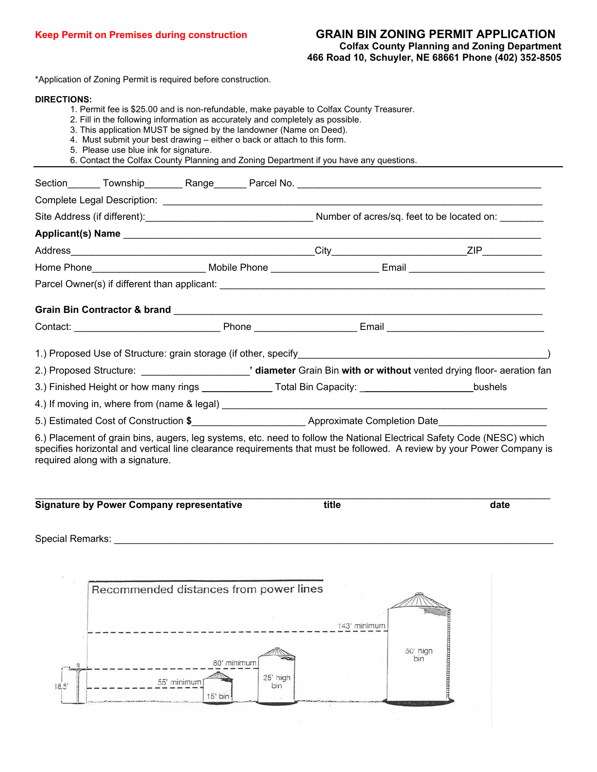**Keep Permit on Premises during construction**

# GRAIN BIN ZONING PERMIT APPLICATION

**Colfax County Planning and Zoning Department**
**466 Road 10, Schuyler, NE 68661 Phone (402) 352-8505**

*Application of Zoning Permit is required before construction.

**DIRECTIONS:**

1. Permit fee is $25.00 and is non-refundable, make payable to Colfax County Treasurer.
2. Fill in the following information as accurately and completely as possible.
3. This application MUST be signed by the landowner (Name on Deed).
4. Must submit your best drawing – either o back or attach to this form.
5. Please use blue ink for signature.
6. Contact the Colfax County Planning and Zoning Department if you have any questions.

---

Section______ Township_______ Range______ Parcel No. ___________________________________________

Complete Legal Description: ___________________________________________________________________

Site Address (if different):______________________________ Number of acres/sq. feet to be located on: ________

**Applicant(s) Name** ___________________________________________________________________________

Address____________________________________________City________________________ZIP__________

Home Phone____________________ Mobile Phone ___________________ Email ________________________

Parcel Owner(s) if different than applicant: ______________________________________________________

**Grain Bin Contractor & brand** ______________________________________________________________

Contact: __________________________ Phone __________________ Email ____________________________

1.) Proposed Use of Structure: grain storage (if other, specify____________________________________________)

2.) Proposed Structure: ___________________**' diameter** Grain Bin **with or without** vented drying floor- aeration fan

3.) Finished Height or how many rings _____________ Total Bin Capacity: ____________________bushels

4.) If moving in, where from (name & legal) _______________________________________________________

5.) Estimated Cost of Construction **$**____________________ Approximate Completion Date__________________

6.) Placement of grain bins, augers, leg systems, etc. need to follow the National Electrical Safety Code (NESC) which specifies horizontal and vertical line clearance requirements that must be followed. A review by your Power Company is required along with a signature.

___________________________________________________________________________________________

**Signature by Power Company representative** **title** **date**

Special Remarks: ______________________________________________________________________________

Recommended distances from power lines

18.5' — 55' minimum — 15' bin — 80' minimum — 25' high bin — 143' minimum — 50' high bin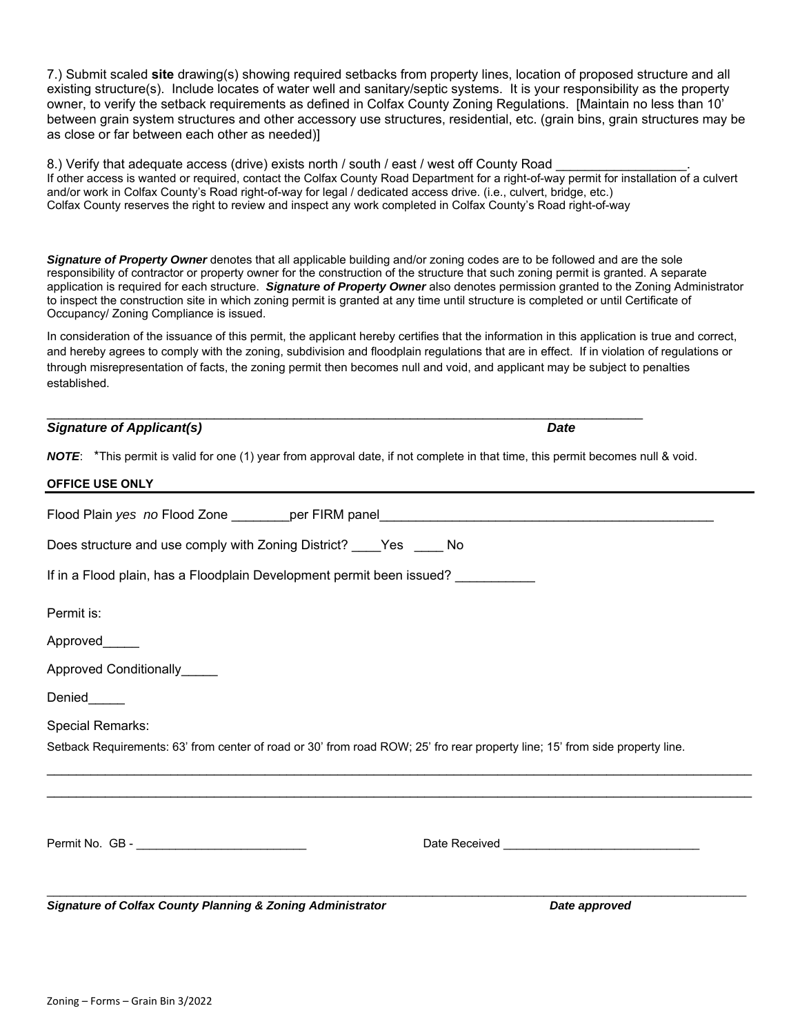7.) Submit scaled **site** drawing(s) showing required setbacks from property lines, location of proposed structure and all existing structure(s). Include locates of water well and sanitary/septic systems. It is your responsibility as the property owner, to verify the setback requirements as defined in Colfax County Zoning Regulations. [Maintain no less than 10' between grain system structures and other accessory use structures, residential, etc. (grain bins, grain structures may be as close or far between each other as needed)]

8.) Verify that adequate access (drive) exists north / south / east / west off County Road __________________.
If other access is wanted or required, contact the Colfax County Road Department for a right-of-way permit for installation of a culvert and/or work in Colfax County's Road right-of-way for legal / dedicated access drive. (i.e., culvert, bridge, etc.)
Colfax County reserves the right to review and inspect any work completed in Colfax County's Road right-of-way

***Signature of Property Owner*** denotes that all applicable building and/or zoning codes are to be followed and are the sole responsibility of contractor or property owner for the construction of the structure that such zoning permit is granted. A separate application is required for each structure. ***Signature of Property Owner*** also denotes permission granted to the Zoning Administrator to inspect the construction site in which zoning permit is granted at any time until structure is completed or until Certificate of Occupancy/ Zoning Compliance is issued.

In consideration of the issuance of this permit, the applicant hereby certifies that the information in this application is true and correct, and hereby agrees to comply with the zoning, subdivision and floodplain regulations that are in effect. If in violation of regulations or through misrepresentation of facts, the zoning permit then becomes null and void, and applicant may be subject to penalties established.

_______________________________________________________________________________

***Signature of Applicant(s)*** ***Date***

***NOTE***: *This permit is valid for one (1) year from approval date, if not complete in that time, this permit becomes null & void.

**OFFICE USE ONLY**

Flood Plain *yes no* Flood Zone ________per FIRM panel_______________________________________________

Does structure and use comply with Zoning District? ____Yes ____ No

If in a Flood plain, has a Floodplain Development permit been issued? ___________

Permit is:

Approved_____

Approved Conditionally_____

Denied_____

Special Remarks:

Setback Requirements: 63' from center of road or 30' from road ROW; 25' fro rear property line; 15' from side property line.

_______________________________________________________________________________

_______________________________________________________________________________

Permit No. GB - __________________________ Date Received ______________________________

_______________________________________________________________________________

***Signature of Colfax County Planning & Zoning Administrator*** ***Date approved***

Zoning – Forms – Grain Bin 3/2022